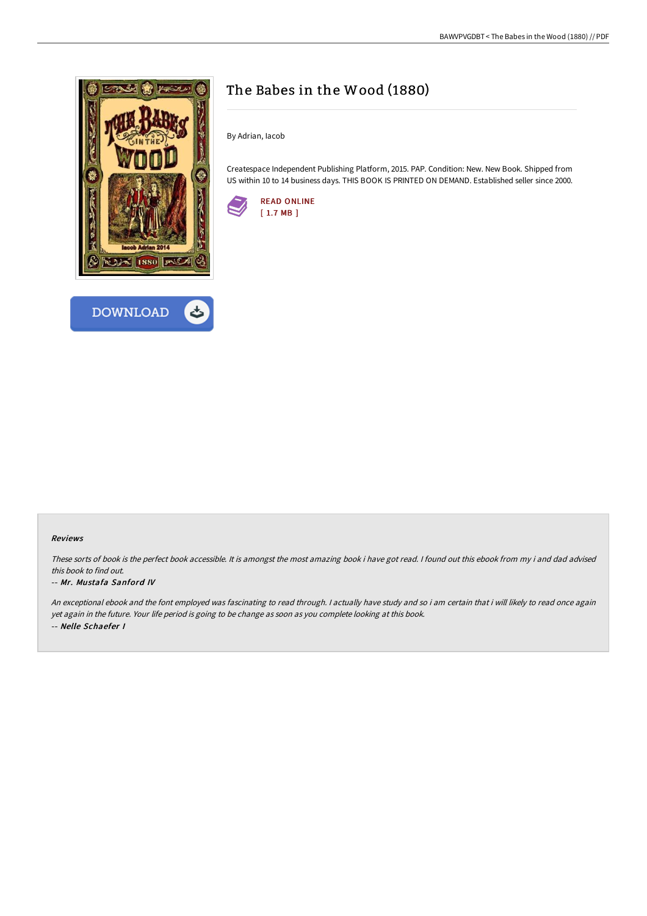# The Babes in the Wood (1880)

By Adrian, Iacob

Createspace Independent Publishing Platform, 2015. PAP. Condition: New. New Book. Shipped from US within 10 to 14 business days. THIS BOOK IS PRINTED ON DEMAND. Established seller since 2000.

READ ONLINE
[ 1.7 MB ]

DOWNLOAD

*Reviews*

*These sorts of book is the perfect book accessible. It is amongst the most amazing book i have got read. I found out this ebook from my i and dad advised this book to find out.*

*-- **Mr. Mustafa Sanford IV***

*An exceptional ebook and the font employed was fascinating to read through. I actually have study and so i am certain that i will likely to read once again yet again in the future. Your life period is going to be change as soon as you complete looking at this book.*

*-- **Nelle Schaefer I***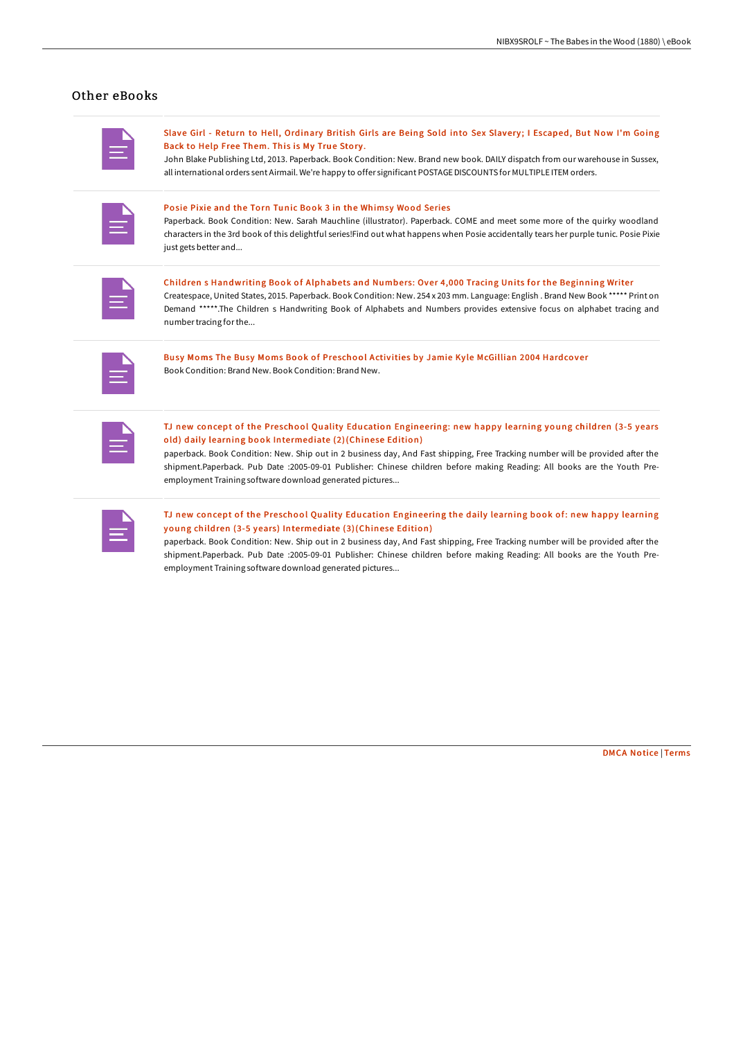## Other eBooks

**Slave Girl - Return to Hell, Ordinary British Girls are Being Sold into Sex Slavery; I Escaped, But Now I'm Going Back to Help Free Them. This is My True Story.**

John Blake Publishing Ltd, 2013. Paperback. Book Condition: New. Brand new book. DAILY dispatch from our warehouse in Sussex, all international orders sent Airmail. We're happy to offer significant POSTAGE DISCOUNTS for MULTIPLE ITEM orders.

**Posie Pixie and the Torn Tunic Book 3 in the Whimsy Wood Series**

Paperback. Book Condition: New. Sarah Mauchline (illustrator). Paperback. COME and meet some more of the quirky woodland characters in the 3rd book of this delightful series!Find out what happens when Posie accidentally tears her purple tunic. Posie Pixie just gets better and...

**Children s Handwriting Book of Alphabets and Numbers: Over 4,000 Tracing Units for the Beginning Writer**

Createspace, United States, 2015. Paperback. Book Condition: New. 254 x 203 mm. Language: English . Brand New Book ***** Print on Demand *****.The Children s Handwriting Book of Alphabets and Numbers provides extensive focus on alphabet tracing and number tracing for the...

**Busy Moms The Busy Moms Book of Preschool Activities by Jamie Kyle McGillian 2004 Hardcover**

Book Condition: Brand New. Book Condition: Brand New.

**TJ new concept of the Preschool Quality Education Engineering: new happy learning young children (3-5 years old) daily learning book Intermediate (2)(Chinese Edition)**

paperback. Book Condition: New. Ship out in 2 business day, And Fast shipping, Free Tracking number will be provided after the shipment.Paperback. Pub Date :2005-09-01 Publisher: Chinese children before making Reading: All books are the Youth Pre-employment Training software download generated pictures...

**TJ new concept of the Preschool Quality Education Engineering the daily learning book of: new happy learning young children (3-5 years) Intermediate (3)(Chinese Edition)**

paperback. Book Condition: New. Ship out in 2 business day, And Fast shipping, Free Tracking number will be provided after the shipment.Paperback. Pub Date :2005-09-01 Publisher: Chinese children before making Reading: All books are the Youth Pre-employment Training software download generated pictures...

DMCA Notice | Terms